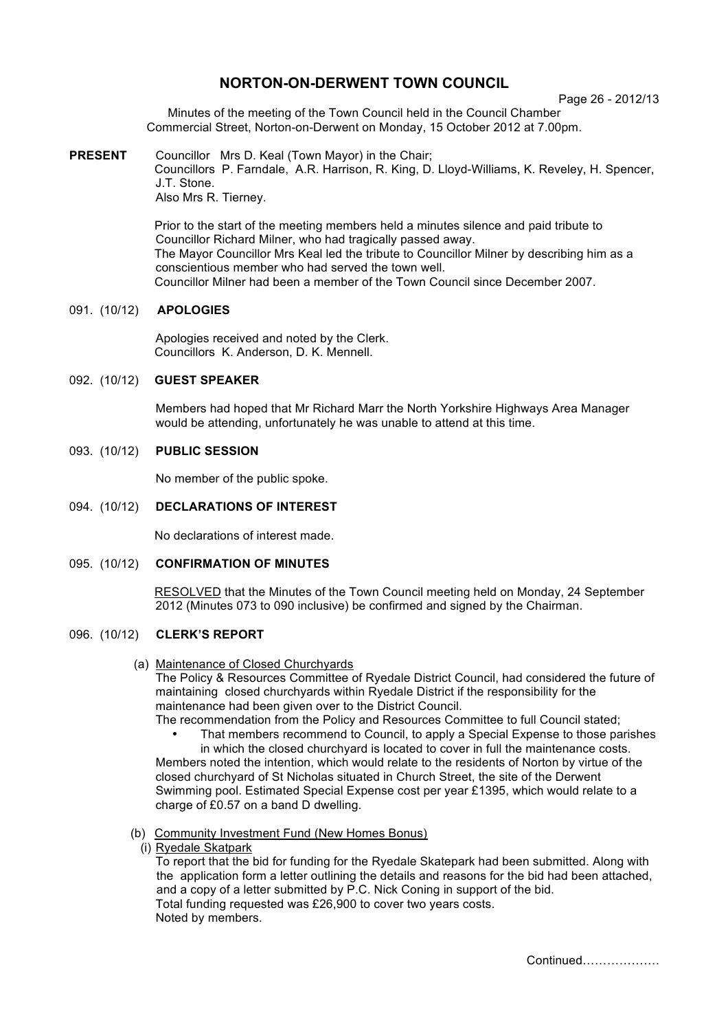# NORTON-ON-DERWENT TOWN COUNCIL

Minutes of the meeting of the Town Council held in the Council Chamber Commercial Street, Norton-on-Derwent on Monday, 15 October 2012 at 7.00pm.

**PRESENT** Councillor Mrs D. Keal (Town Mayor) in the Chair;
Councillors P. Farndale, A.R. Harrison, R. King, D. Lloyd-Williams, K. Reveley, H. Spencer, J.T. Stone.
Also Mrs R. Tierney.

Prior to the start of the meeting members held a minutes silence and paid tribute to Councillor Richard Milner, who had tragically passed away.
The Mayor Councillor Mrs Keal led the tribute to Councillor Milner by describing him as a conscientious member who had served the town well.
Councillor Milner had been a member of the Town Council since December 2007.

## 091. (10/12) APOLOGIES

Apologies received and noted by the Clerk.
Councillors K. Anderson, D. K. Mennell.

## 092. (10/12) GUEST SPEAKER

Members had hoped that Mr Richard Marr the North Yorkshire Highways Area Manager would be attending, unfortunately he was unable to attend at this time.

## 093. (10/12) PUBLIC SESSION

No member of the public spoke.

## 094. (10/12) DECLARATIONS OF INTEREST

No declarations of interest made.

## 095. (10/12) CONFIRMATION OF MINUTES

RESOLVED that the Minutes of the Town Council meeting held on Monday, 24 September 2012 (Minutes 073 to 090 inclusive) be confirmed and signed by the Chairman.

## 096. (10/12) CLERK'S REPORT

(a) Maintenance of Closed Churchyards

The Policy & Resources Committee of Ryedale District Council, had considered the future of maintaining closed churchyards within Ryedale District if the responsibility for the maintenance had been given over to the District Council.
The recommendation from the Policy and Resources Committee to full Council stated;

- That members recommend to Council, to apply a Special Expense to those parishes in which the closed churchyard is located to cover in full the maintenance costs.

Members noted the intention, which would relate to the residents of Norton by virtue of the closed churchyard of St Nicholas situated in Church Street, the site of the Derwent Swimming pool. Estimated Special Expense cost per year £1395, which would relate to a charge of £0.57 on a band D dwelling.

(b) Community Investment Fund (New Homes Bonus)

(i) Ryedale Skatpark

To report that the bid for funding for the Ryedale Skatepark had been submitted. Along with the application form a letter outlining the details and reasons for the bid had been attached, and a copy of a letter submitted by P.C. Nick Coning in support of the bid.
Total funding requested was £26,900 to cover two years costs.
Noted by members.

Continued……………….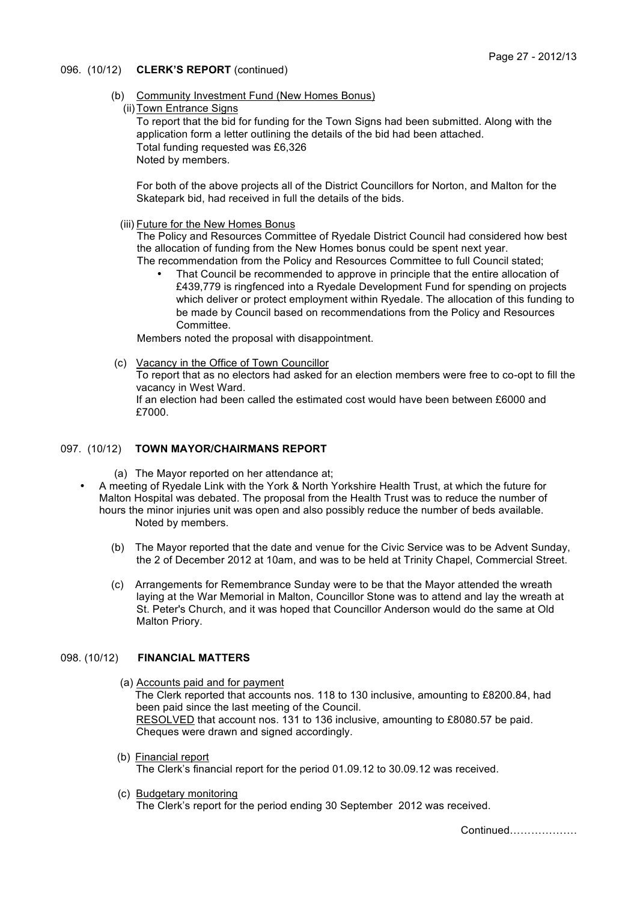## 096. (10/12) **CLERK'S REPORT** (continued)

(b) Community Investment Fund (New Homes Bonus)

(ii) Town Entrance Signs

To report that the bid for funding for the Town Signs had been submitted. Along with the application form a letter outlining the details of the bid had been attached.
Total funding requested was £6,326
Noted by members.

For both of the above projects all of the District Councillors for Norton, and Malton for the Skatepark bid, had received in full the details of the bids.

(iii) Future for the New Homes Bonus

The Policy and Resources Committee of Ryedale District Council had considered how best the allocation of funding from the New Homes bonus could be spent next year.
The recommendation from the Policy and Resources Committee to full Council stated;

- That Council be recommended to approve in principle that the entire allocation of £439,779 is ringfenced into a Ryedale Development Fund for spending on projects which deliver or protect employment within Ryedale. The allocation of this funding to be made by Council based on recommendations from the Policy and Resources Committee.

Members noted the proposal with disappointment.

(c) Vacancy in the Office of Town Councillor

To report that as no electors had asked for an election members were free to co-opt to fill the vacancy in West Ward.
If an election had been called the estimated cost would have been between £6000 and £7000.

## 097. (10/12) **TOWN MAYOR/CHAIRMANS REPORT**

(a) The Mayor reported on her attendance at;

- A meeting of Ryedale Link with the York & North Yorkshire Health Trust, at which the future for Malton Hospital was debated. The proposal from the Health Trust was to reduce the number of hours the minor injuries unit was open and also possibly reduce the number of beds available.
  Noted by members.

(b) The Mayor reported that the date and venue for the Civic Service was to be Advent Sunday, the 2 of December 2012 at 10am, and was to be held at Trinity Chapel, Commercial Street.

(c) Arrangements for Remembrance Sunday were to be that the Mayor attended the wreath laying at the War Memorial in Malton, Councillor Stone was to attend and lay the wreath at St. Peter's Church, and it was hoped that Councillor Anderson would do the same at Old Malton Priory.

## 098. (10/12) **FINANCIAL MATTERS**

(a) Accounts paid and for payment

The Clerk reported that accounts nos. 118 to 130 inclusive, amounting to £8200.84, had been paid since the last meeting of the Council.
RESOLVED that account nos. 131 to 136 inclusive, amounting to £8080.57 be paid.
Cheques were drawn and signed accordingly.

(b) Financial report

The Clerk's financial report for the period 01.09.12 to 30.09.12 was received.

(c) Budgetary monitoring

The Clerk's report for the period ending 30 September 2012 was received.

Continued……………….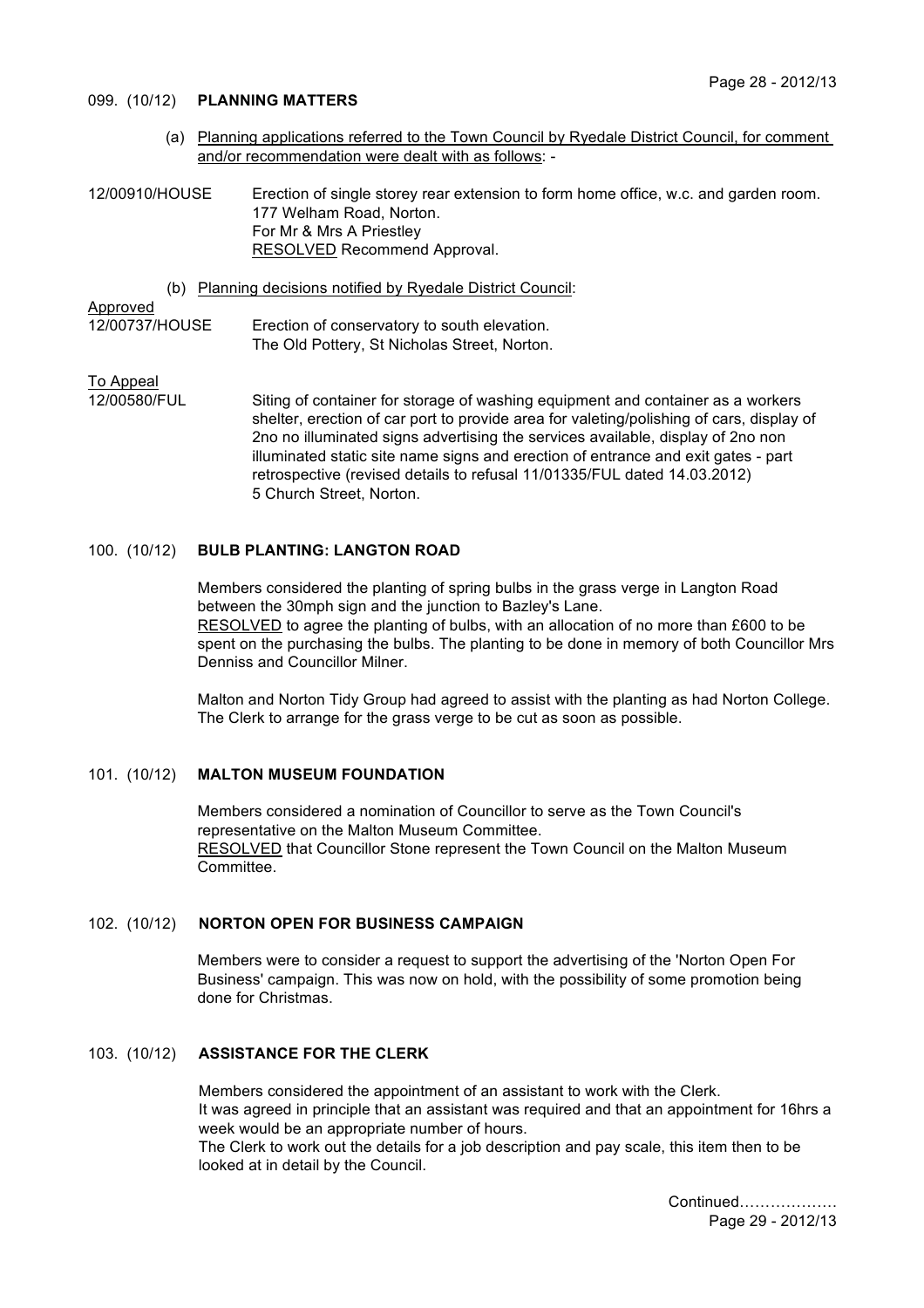### 099. (10/12) **PLANNING MATTERS**

(a) Planning applications referred to the Town Council by Ryedale District Council, for comment and/or recommendation were dealt with as follows: -

12/00910/HOUSE — Erection of single storey rear extension to form home office, w.c. and garden room.
177 Welham Road, Norton.
For Mr & Mrs A Priestley
RESOLVED Recommend Approval.

(b) Planning decisions notified by Ryedale District Council:

Approved

12/00737/HOUSE — Erection of conservatory to south elevation.
The Old Pottery, St Nicholas Street, Norton.

To Appeal

12/00580/FUL — Siting of container for storage of washing equipment and container as a workers shelter, erection of car port to provide area for valeting/polishing of cars, display of 2no no illuminated signs advertising the services available, display of 2no non illuminated static site name signs and erection of entrance and exit gates - part retrospective (revised details to refusal 11/01335/FUL dated 14.03.2012)
5 Church Street, Norton.

### 100. (10/12) **BULB PLANTING: LANGTON ROAD**

Members considered the planting of spring bulbs in the grass verge in Langton Road between the 30mph sign and the junction to Bazley's Lane.
RESOLVED to agree the planting of bulbs, with an allocation of no more than £600 to be spent on the purchasing the bulbs. The planting to be done in memory of both Councillor Mrs Denniss and Councillor Milner.

Malton and Norton Tidy Group had agreed to assist with the planting as had Norton College. The Clerk to arrange for the grass verge to be cut as soon as possible.

### 101. (10/12) **MALTON MUSEUM FOUNDATION**

Members considered a nomination of Councillor to serve as the Town Council's representative on the Malton Museum Committee.
RESOLVED that Councillor Stone represent the Town Council on the Malton Museum Committee.

### 102. (10/12) **NORTON OPEN FOR BUSINESS CAMPAIGN**

Members were to consider a request to support the advertising of the 'Norton Open For Business' campaign. This was now on hold, with the possibility of some promotion being done for Christmas.

### 103. (10/12) **ASSISTANCE FOR THE CLERK**

Members considered the appointment of an assistant to work with the Clerk.
It was agreed in principle that an assistant was required and that an appointment for 16hrs a week would be an appropriate number of hours.
The Clerk to work out the details for a job description and pay scale, this item then to be looked at in detail by the Council.

Continued………………
Page 29 - 2012/13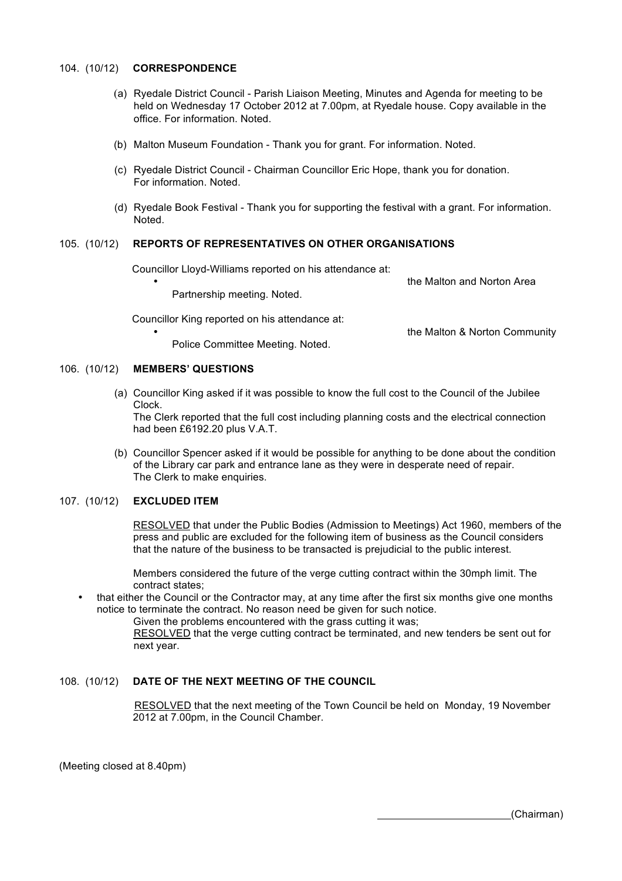### 104. (10/12) **CORRESPONDENCE**

(a) Ryedale District Council - Parish Liaison Meeting, Minutes and Agenda for meeting to be held on Wednesday 17 October 2012 at 7.00pm, at Ryedale house. Copy available in the office. For information. Noted.

(b) Malton Museum Foundation - Thank you for grant. For information. Noted.

(c) Ryedale District Council - Chairman Councillor Eric Hope, thank you for donation. For information. Noted.

(d) Ryedale Book Festival - Thank you for supporting the festival with a grant. For information. Noted.

### 105. (10/12) **REPORTS OF REPRESENTATIVES ON OTHER ORGANISATIONS**

Councillor Lloyd-Williams reported on his attendance at:

- the Malton and Norton Area Partnership meeting. Noted.

Councillor King reported on his attendance at:

- the Malton & Norton Community Police Committee Meeting. Noted.

### 106. (10/12) **MEMBERS' QUESTIONS**

(a) Councillor King asked if it was possible to know the full cost to the Council of the Jubilee Clock.
The Clerk reported that the full cost including planning costs and the electrical connection had been £6192.20 plus V.A.T.

(b) Councillor Spencer asked if it would be possible for anything to be done about the condition of the Library car park and entrance lane as they were in desperate need of repair.
The Clerk to make enquiries.

### 107. (10/12) **EXCLUDED ITEM**

RESOLVED that under the Public Bodies (Admission to Meetings) Act 1960, members of the press and public are excluded for the following item of business as the Council considers that the nature of the business to be transacted is prejudicial to the public interest.

Members considered the future of the verge cutting contract within the 30mph limit. The contract states;

- that either the Council or the Contractor may, at any time after the first six months give one months notice to terminate the contract. No reason need be given for such notice.

Given the problems encountered with the grass cutting it was;
RESOLVED that the verge cutting contract be terminated, and new tenders be sent out for next year.

### 108. (10/12) **DATE OF THE NEXT MEETING OF THE COUNCIL**

RESOLVED that the next meeting of the Town Council be held on Monday, 19 November 2012 at 7.00pm, in the Council Chamber.

(Meeting closed at 8.40pm)

\_\_\_\_\_\_\_\_\_\_\_\_\_\_\_\_\_\_\_\_\_\_\_\_(Chairman)